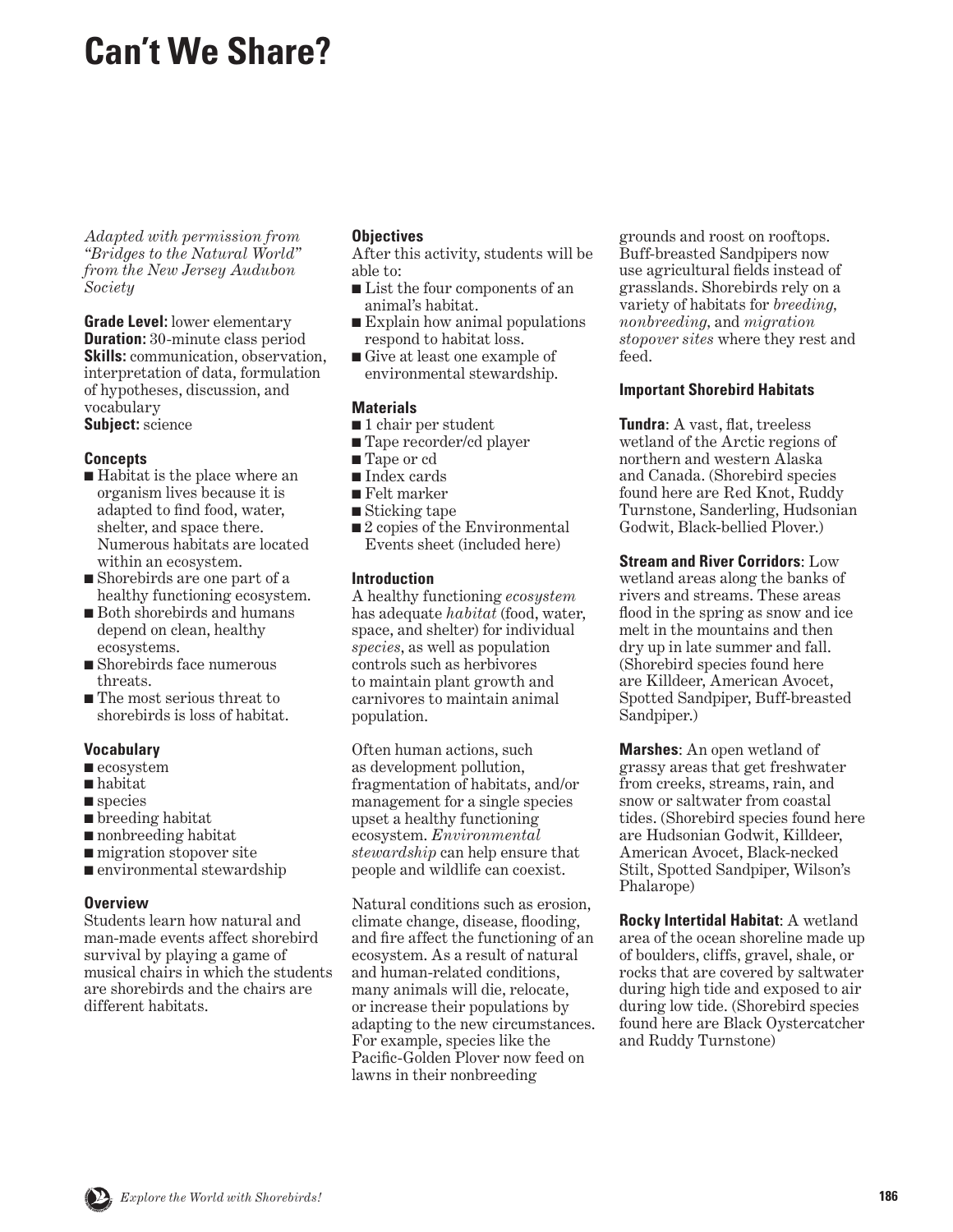# Can't We Share?

*Adapted with permission from "Bridges to the Natural World" from the New Jersey Audubon Society*

**Grade Level:** lower elementary
**Duration:** 30-minute class period
**Skills:** communication, observation, interpretation of data, formulation of hypotheses, discussion, and vocabulary
**Subject:** science

### Concepts

- Habitat is the place where an organism lives because it is adapted to find food, water, shelter, and space there. Numerous habitats are located within an ecosystem.
- Shorebirds are one part of a healthy functioning ecosystem.
- Both shorebirds and humans depend on clean, healthy ecosystems.
- Shorebirds face numerous threats.
- The most serious threat to shorebirds is loss of habitat.

### Vocabulary

- ecosystem
- habitat
- species
- breeding habitat
- nonbreeding habitat
- migration stopover site
- environmental stewardship

### Overview

Students learn how natural and man-made events affect shorebird survival by playing a game of musical chairs in which the students are shorebirds and the chairs are different habitats.

### Objectives

After this activity, students will be able to:

- List the four components of an animal's habitat.
- Explain how animal populations respond to habitat loss.
- Give at least one example of environmental stewardship.

### Materials

- 1 chair per student
- Tape recorder/cd player
- Tape or cd
- Index cards
- Felt marker
- Sticking tape
- 2 copies of the Environmental Events sheet (included here)

### Introduction

A healthy functioning *ecosystem* has adequate *habitat* (food, water, space, and shelter) for individual *species*, as well as population controls such as herbivores to maintain plant growth and carnivores to maintain animal population.

Often human actions, such as development pollution, fragmentation of habitats, and/or management for a single species upset a healthy functioning ecosystem. *Environmental stewardship* can help ensure that people and wildlife can coexist.

Natural conditions such as erosion, climate change, disease, flooding, and fire affect the functioning of an ecosystem. As a result of natural and human-related conditions, many animals will die, relocate, or increase their populations by adapting to the new circumstances. For example, species like the Pacific-Golden Plover now feed on lawns in their nonbreeding grounds and roost on rooftops. Buff-breasted Sandpipers now use agricultural fields instead of grasslands. Shorebirds rely on a variety of habitats for *breeding, nonbreeding,* and *migration stopover sites* where they rest and feed.

### Important Shorebird Habitats

**Tundra**: A vast, flat, treeless wetland of the Arctic regions of northern and western Alaska and Canada. (Shorebird species found here are Red Knot, Ruddy Turnstone, Sanderling, Hudsonian Godwit, Black-bellied Plover.)

**Stream and River Corridors**: Low wetland areas along the banks of rivers and streams. These areas flood in the spring as snow and ice melt in the mountains and then dry up in late summer and fall. (Shorebird species found here are Killdeer, American Avocet, Spotted Sandpiper, Buff-breasted Sandpiper.)

**Marshes**: An open wetland of grassy areas that get freshwater from creeks, streams, rain, and snow or saltwater from coastal tides. (Shorebird species found here are Hudsonian Godwit, Killdeer, American Avocet, Black-necked Stilt, Spotted Sandpiper, Wilson's Phalarope)

**Rocky Intertidal Habitat**: A wetland area of the ocean shoreline made up of boulders, cliffs, gravel, shale, or rocks that are covered by saltwater during high tide and exposed to air during low tide. (Shorebird species found here are Black Oystercatcher and Ruddy Turnstone)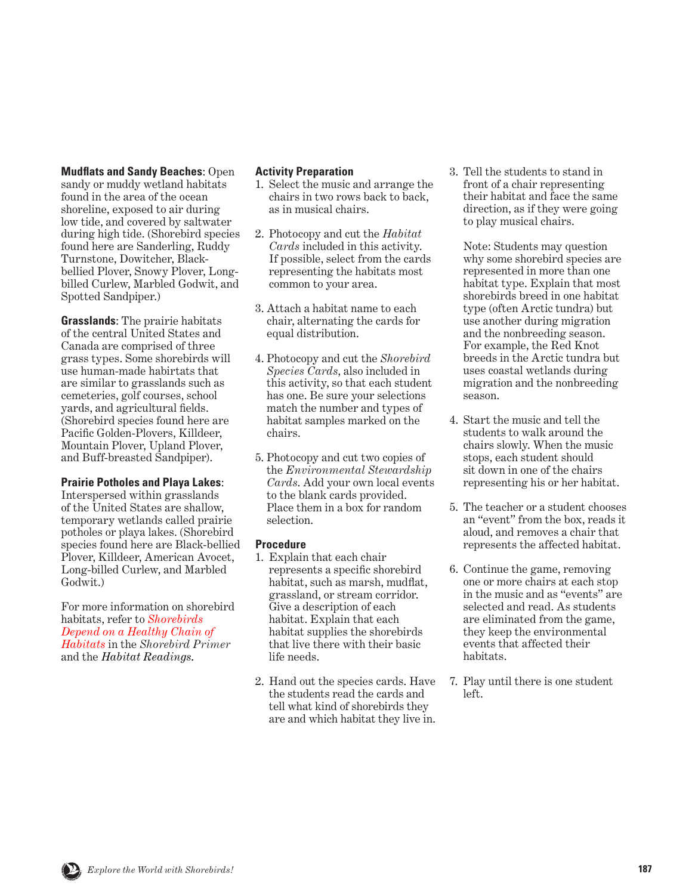**Mudflats and Sandy Beaches**: Open sandy or muddy wetland habitats found in the area of the ocean shoreline, exposed to air during low tide, and covered by saltwater during high tide. (Shorebird species found here are Sanderling, Ruddy Turnstone, Dowitcher, Black-bellied Plover, Snowy Plover, Long-billed Curlew, Marbled Godwit, and Spotted Sandpiper.)

**Grasslands**: The prairie habitats of the central United States and Canada are comprised of three grass types. Some shorebirds will use human-made habitats that are similar to grasslands such as cemeteries, golf courses, school yards, and agricultural fields. (Shorebird species found here are Pacific Golden-Plovers, Killdeer, Mountain Plover, Upland Plover, and Buff-breasted Sandpiper).

**Prairie Potholes and Playa Lakes**: Interspersed within grasslands of the United States are shallow, temporary wetlands called prairie potholes or playa lakes. (Shorebird species found here are Black-bellied Plover, Killdeer, American Avocet, Long-billed Curlew, and Marbled Godwit.)

For more information on shorebird habitats, refer to *Shorebirds Depend on a Healthy Chain of Habitats* in the *Shorebird Primer* and the *Habitat Readings*.

## Activity Preparation

1. Select the music and arrange the chairs in two rows back to back, as in musical chairs.
2. Photocopy and cut the *Habitat Cards* included in this activity. If possible, select from the cards representing the habitats most common to your area.
3. Attach a habitat name to each chair, alternating the cards for equal distribution.
4. Photocopy and cut the *Shorebird Species Cards*, also included in this activity, so that each student has one. Be sure your selections match the number and types of habitat samples marked on the chairs.
5. Photocopy and cut two copies of the *Environmental Stewardship Cards*. Add your own local events to the blank cards provided. Place them in a box for random selection.

## Procedure

1. Explain that each chair represents a specific shorebird habitat, such as marsh, mudflat, grassland, or stream corridor. Give a description of each habitat. Explain that each habitat supplies the shorebirds that live there with their basic life needs.
2. Hand out the species cards. Have the students read the cards and tell what kind of shorebirds they are and which habitat they live in.
3. Tell the students to stand in front of a chair representing their habitat and face the same direction, as if they were going to play musical chairs.

   Note: Students may question why some shorebird species are represented in more than one habitat type. Explain that most shorebirds breed in one habitat type (often Arctic tundra) but use another during migration and the nonbreeding season. For example, the Red Knot breeds in the Arctic tundra but uses coastal wetlands during migration and the nonbreeding season.
4. Start the music and tell the students to walk around the chairs slowly. When the music stops, each student should sit down in one of the chairs representing his or her habitat.
5. The teacher or a student chooses an "event" from the box, reads it aloud, and removes a chair that represents the affected habitat.
6. Continue the game, removing one or more chairs at each stop in the music and as "events" are selected and read. As students are eliminated from the game, they keep the environmental events that affected their habitats.
7. Play until there is one student left.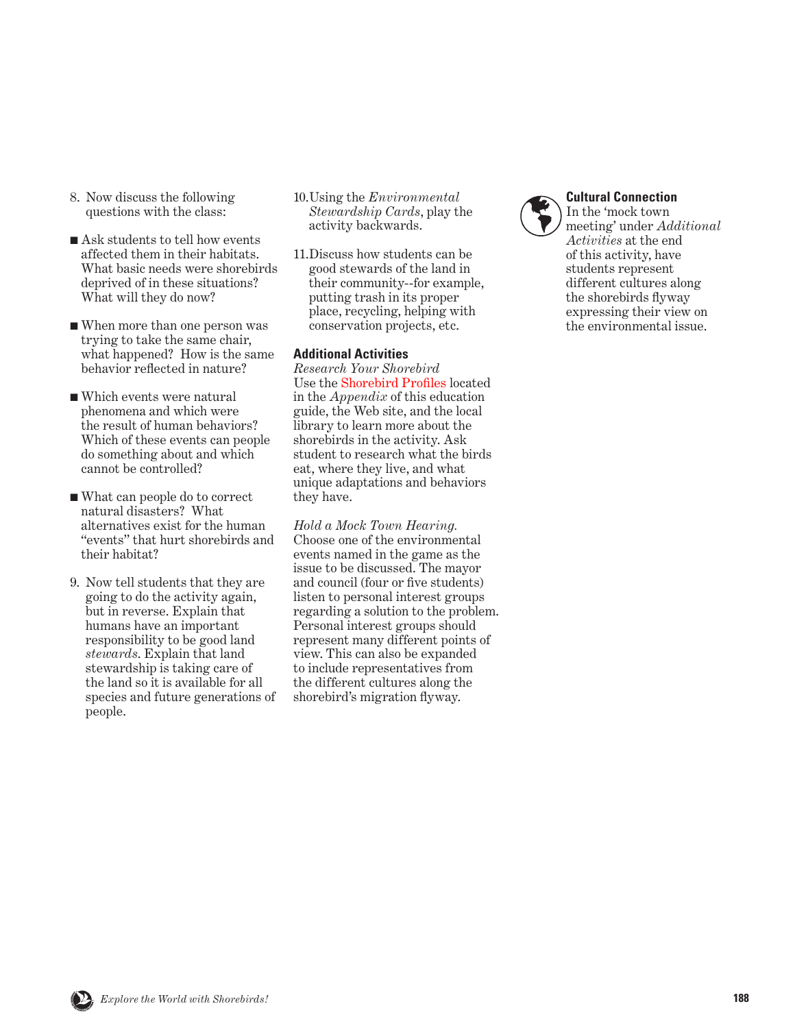8. Now discuss the following questions with the class:

- Ask students to tell how events affected them in their habitats. What basic needs were shorebirds deprived of in these situations? What will they do now?
- When more than one person was trying to take the same chair, what happened? How is the same behavior reflected in nature?
- Which events were natural phenomena and which were the result of human behaviors? Which of these events can people do something about and which cannot be controlled?
- What can people do to correct natural disasters? What alternatives exist for the human "events" that hurt shorebirds and their habitat?

9. Now tell students that they are going to do the activity again, but in reverse. Explain that humans have an important responsibility to be good land *stewards*. Explain that land stewardship is taking care of the land so it is available for all species and future generations of people.

10. Using the *Environmental Stewardship Cards*, play the activity backwards.

11. Discuss how students can be good stewards of the land in their community--for example, putting trash in its proper place, recycling, helping with conservation projects, etc.

### Additional Activities

*Research Your Shorebird*
Use the Shorebird Profiles located in the *Appendix* of this education guide, the Web site, and the local library to learn more about the shorebirds in the activity. Ask student to research what the birds eat, where they live, and what unique adaptations and behaviors they have.

*Hold a Mock Town Hearing.*
Choose one of the environmental events named in the game as the issue to be discussed. The mayor and council (four or five students) listen to personal interest groups regarding a solution to the problem. Personal interest groups should represent many different points of view. This can also be expanded to include representatives from the different cultures along the shorebird's migration flyway.

### Cultural Connection

In the 'mock town meeting' under *Additional Activities* at the end of this activity, have students represent different cultures along the shorebirds flyway expressing their view on the environmental issue.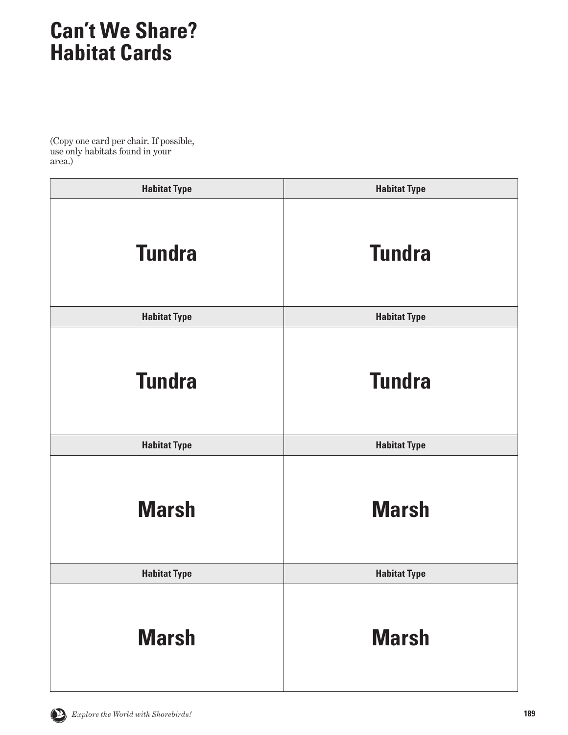# Can't We Share? Habitat Cards

(Copy one card per chair. If possible, use only habitats found in your area.)

| Habitat Type | Habitat Type |
|---|---|
| **Tundra** | **Tundra** |
| **Habitat Type** | **Habitat Type** |
| **Tundra** | **Tundra** |
| **Habitat Type** | **Habitat Type** |
| **Marsh** | **Marsh** |
| **Habitat Type** | **Habitat Type** |
| **Marsh** | **Marsh** |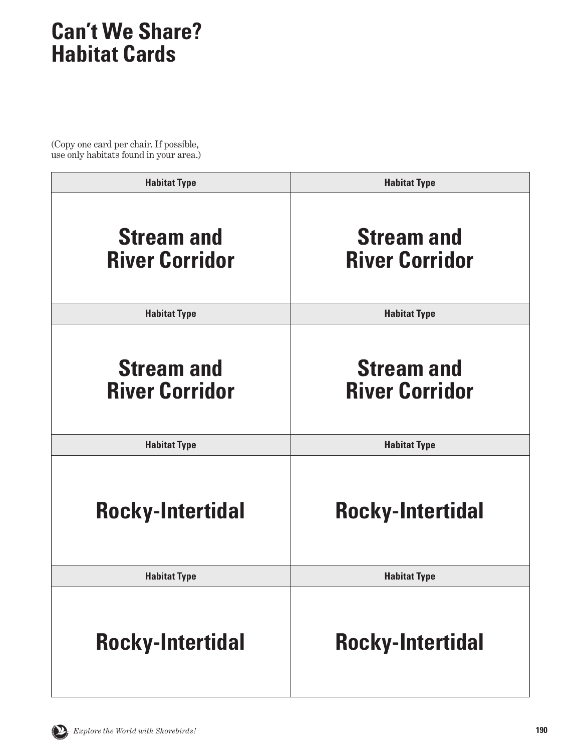# Can't We Share? Habitat Cards

(Copy one card per chair. If possible, use only habitats found in your area.)

| Habitat Type | Habitat Type |
|---|---|
| **Stream and River Corridor** | **Stream and River Corridor** |
| **Habitat Type** | **Habitat Type** |
| **Stream and River Corridor** | **Stream and River Corridor** |
| **Habitat Type** | **Habitat Type** |
| **Rocky-Intertidal** | **Rocky-Intertidal** |
| **Habitat Type** | **Habitat Type** |
| **Rocky-Intertidal** | **Rocky-Intertidal** |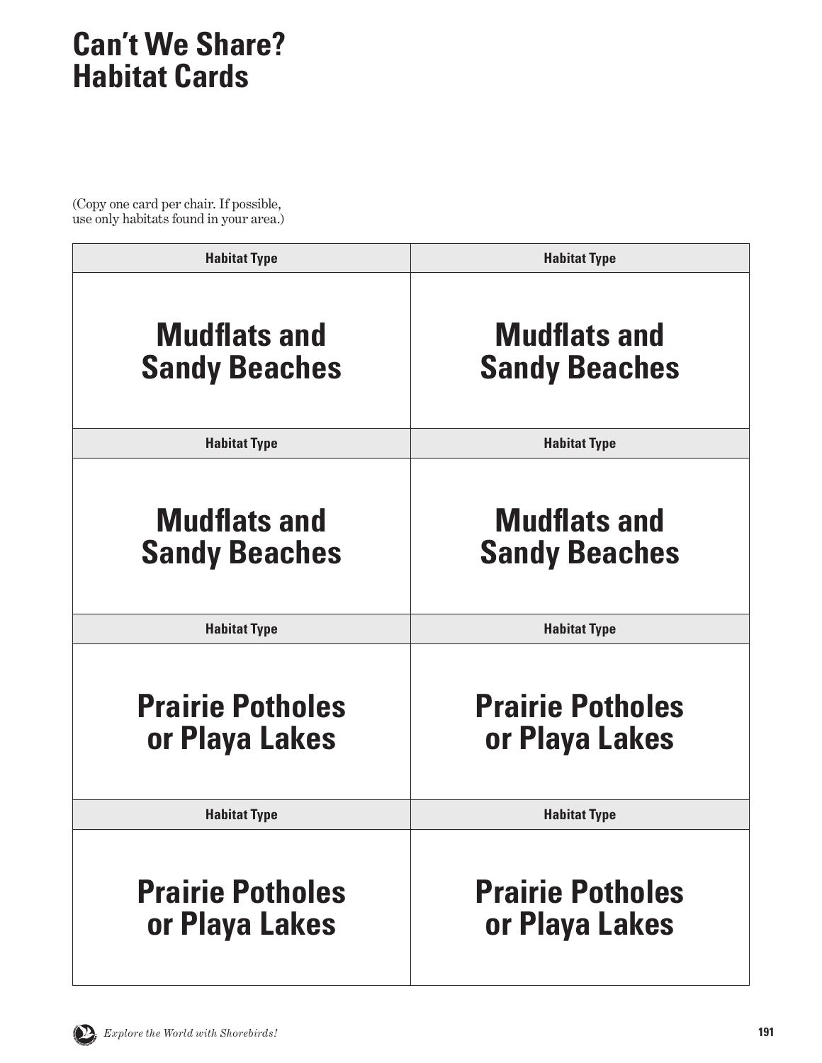# Can't We Share?
# Habitat Cards

(Copy one card per chair. If possible, use only habitats found in your area.)

| Habitat Type | Habitat Type |
|---|---|
| **Mudflats and Sandy Beaches** | **Mudflats and Sandy Beaches** |
| **Habitat Type** | **Habitat Type** |
| **Mudflats and Sandy Beaches** | **Mudflats and Sandy Beaches** |
| **Habitat Type** | **Habitat Type** |
| **Prairie Potholes or Playa Lakes** | **Prairie Potholes or Playa Lakes** |
| **Habitat Type** | **Habitat Type** |
| **Prairie Potholes or Playa Lakes** | **Prairie Potholes or Playa Lakes** |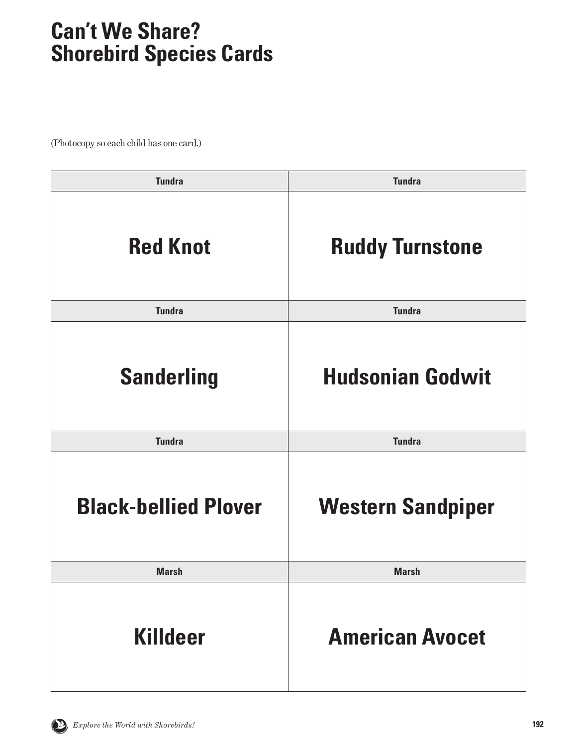# Can't We Share?
# Shorebird Species Cards

(Photocopy so each child has one card.)

| Tundra | Tundra |
|---|---|
| **Red Knot** | **Ruddy Turnstone** |
| Tundra | Tundra |
| **Sanderling** | **Hudsonian Godwit** |
| Tundra | Tundra |
| **Black-bellied Plover** | **Western Sandpiper** |
| Marsh | Marsh |
| **Killdeer** | **American Avocet** |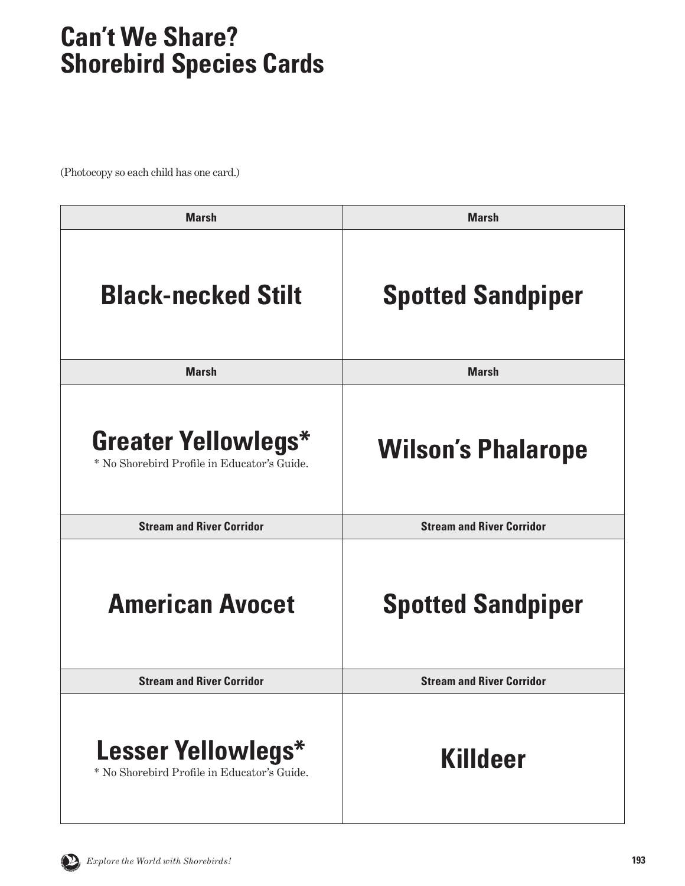# Can't We Share?
# Shorebird Species Cards

(Photocopy so each child has one card.)

| Marsh | Marsh |
|---|---|
| **Black-necked Stilt** | **Spotted Sandpiper** |
| **Marsh** | **Marsh** |
| **Greater Yellowlegs*** <br> * No Shorebird Profile in Educator's Guide. | **Wilson's Phalarope** |
| **Stream and River Corridor** | **Stream and River Corridor** |
| **American Avocet** | **Spotted Sandpiper** |
| **Stream and River Corridor** | **Stream and River Corridor** |
| **Lesser Yellowlegs*** <br> * No Shorebird Profile in Educator's Guide. | **Killdeer** |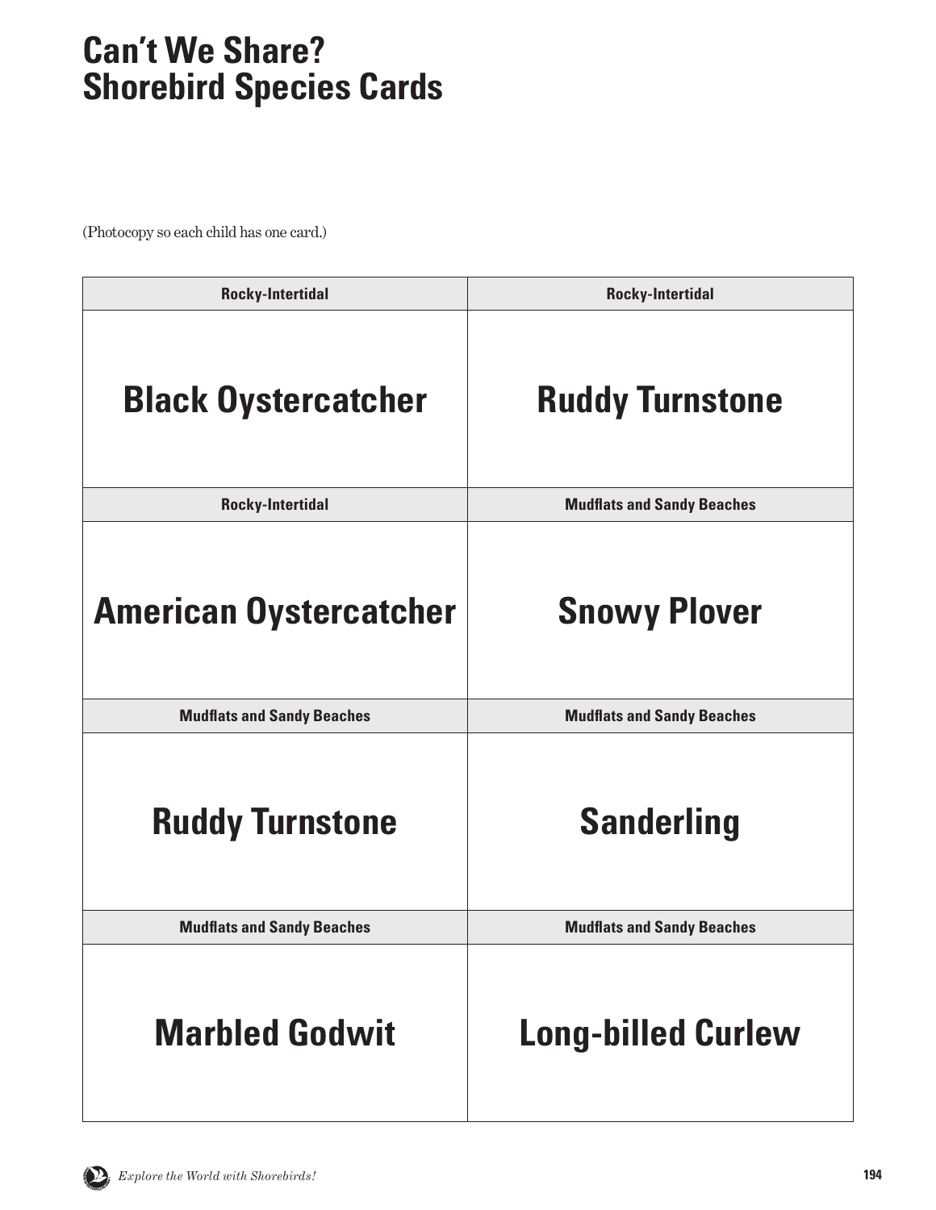# Can't We Share? Shorebird Species Cards

(Photocopy so each child has one card.)

| Rocky-Intertidal | Rocky-Intertidal |
|---|---|
| **Black Oystercatcher** | **Ruddy Turnstone** |
| **Rocky-Intertidal** | **Mudflats and Sandy Beaches** |
| **American Oystercatcher** | **Snowy Plover** |
| **Mudflats and Sandy Beaches** | **Mudflats and Sandy Beaches** |
| **Ruddy Turnstone** | **Sanderling** |
| **Mudflats and Sandy Beaches** | **Mudflats and Sandy Beaches** |
| **Marbled Godwit** | **Long-billed Curlew** |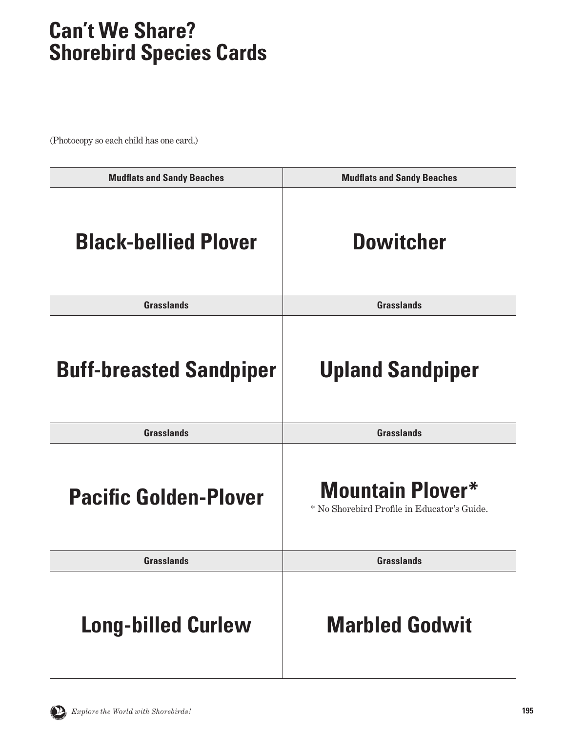# Can't We Share? Shorebird Species Cards

(Photocopy so each child has one card.)

| Mudflats and Sandy Beaches | Mudflats and Sandy Beaches |
|---|---|
| **Black-bellied Plover** | **Dowitcher** |
| **Grasslands** | **Grasslands** |
| **Buff-breasted Sandpiper** | **Upland Sandpiper** |
| **Grasslands** | **Grasslands** |
| **Pacific Golden-Plover** | **Mountain Plover*** <br> * No Shorebird Profile in Educator's Guide. |
| **Grasslands** | **Grasslands** |
| **Long-billed Curlew** | **Marbled Godwit** |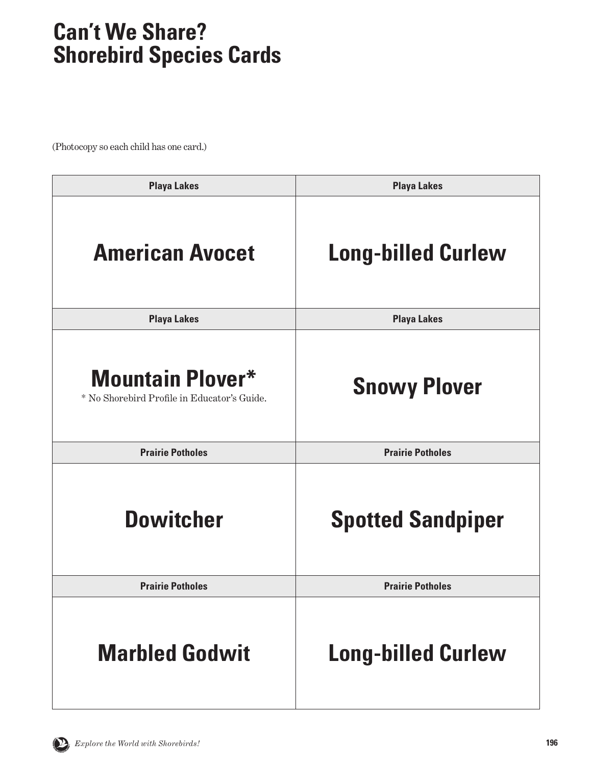# Can't We Share? Shorebird Species Cards

(Photocopy so each child has one card.)

| Playa Lakes | Playa Lakes |
| --- | --- |
| **American Avocet** | **Long-billed Curlew** |
| **Playa Lakes** | **Playa Lakes** |
| **Mountain Plover*** <br> * No Shorebird Profile in Educator's Guide. | **Snowy Plover** |
| **Prairie Potholes** | **Prairie Potholes** |
| **Dowitcher** | **Spotted Sandpiper** |
| **Prairie Potholes** | **Prairie Potholes** |
| **Marbled Godwit** | **Long-billed Curlew** |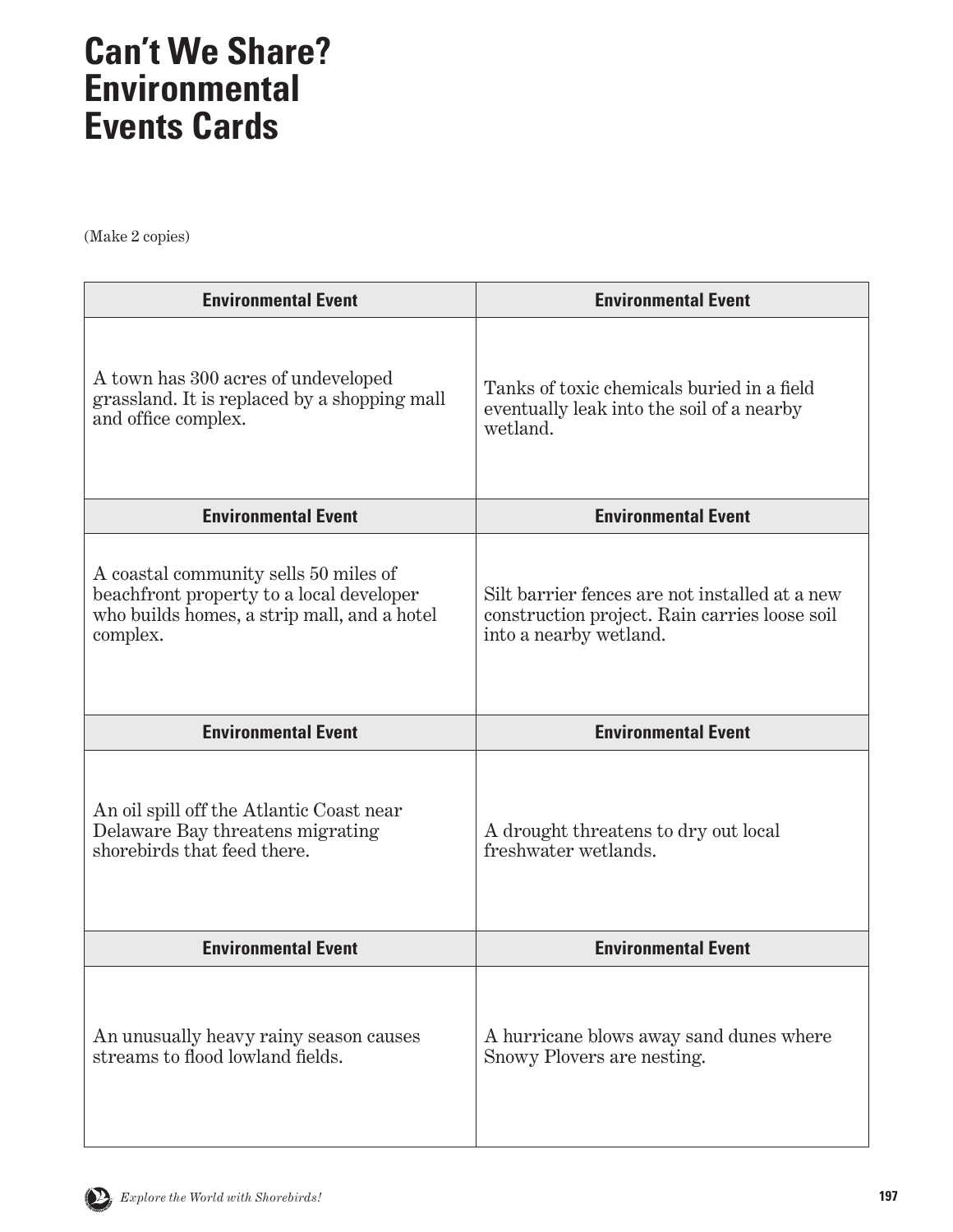# Can't We Share? Environmental Events Cards

(Make 2 copies)

| Environmental Event | Environmental Event |
|---|---|
| A town has 300 acres of undeveloped grassland. It is replaced by a shopping mall and office complex. | Tanks of toxic chemicals buried in a field eventually leak into the soil of a nearby wetland. |
| **Environmental Event** | **Environmental Event** |
| A coastal community sells 50 miles of beachfront property to a local developer who builds homes, a strip mall, and a hotel complex. | Silt barrier fences are not installed at a new construction project. Rain carries loose soil into a nearby wetland. |
| **Environmental Event** | **Environmental Event** |
| An oil spill off the Atlantic Coast near Delaware Bay threatens migrating shorebirds that feed there. | A drought threatens to dry out local freshwater wetlands. |
| **Environmental Event** | **Environmental Event** |
| An unusually heavy rainy season causes streams to flood lowland fields. | A hurricane blows away sand dunes where Snowy Plovers are nesting. |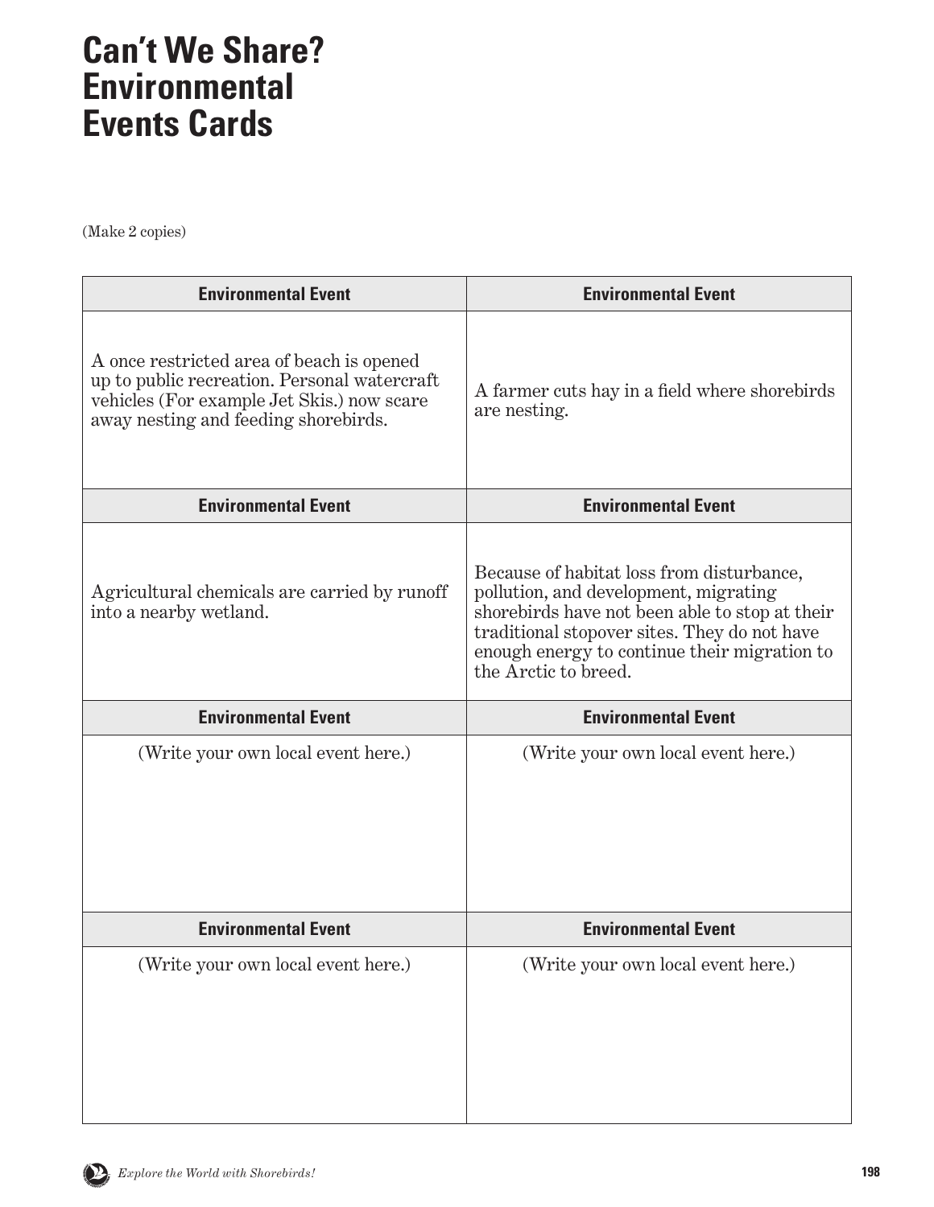# Can't We Share? Environmental Events Cards

(Make 2 copies)

| Environmental Event | Environmental Event |
|---|---|
| A once restricted area of beach is opened up to public recreation. Personal watercraft vehicles (For example Jet Skis.) now scare away nesting and feeding shorebirds. | A farmer cuts hay in a field where shorebirds are nesting. |
| **Environmental Event** | **Environmental Event** |
| Agricultural chemicals are carried by runoff into a nearby wetland. | Because of habitat loss from disturbance, pollution, and development, migrating shorebirds have not been able to stop at their traditional stopover sites. They do not have enough energy to continue their migration to the Arctic to breed. |
| **Environmental Event** | **Environmental Event** |
| (Write your own local event here.) | (Write your own local event here.) |
| **Environmental Event** | **Environmental Event** |
| (Write your own local event here.) | (Write your own local event here.) |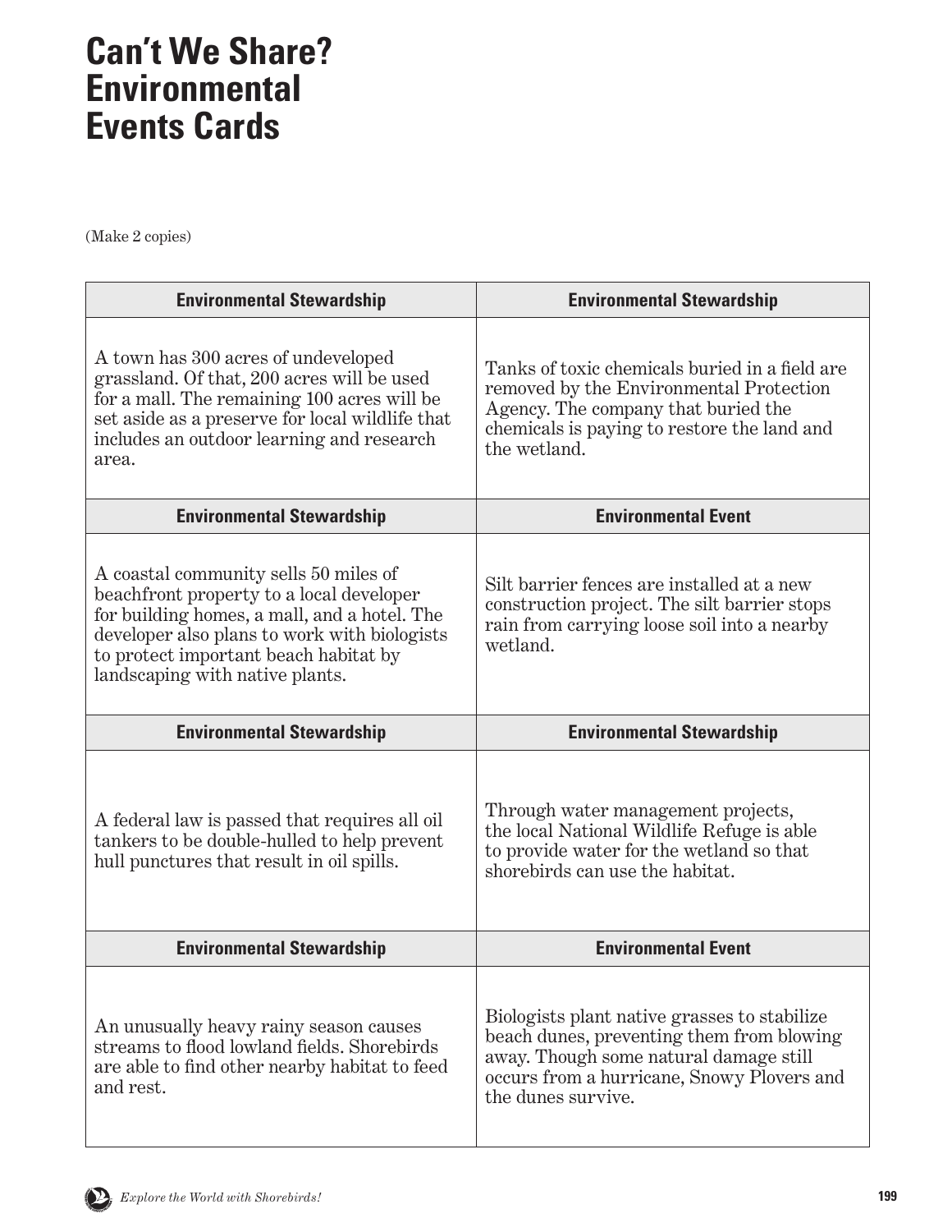# Can't We Share? Environmental Events Cards

(Make 2 copies)

| Environmental Stewardship | Environmental Stewardship |
|---|---|
| A town has 300 acres of undeveloped grassland. Of that, 200 acres will be used for a mall. The remaining 100 acres will be set aside as a preserve for local wildlife that includes an outdoor learning and research area. | Tanks of toxic chemicals buried in a field are removed by the Environmental Protection Agency. The company that buried the chemicals is paying to restore the land and the wetland. |
| **Environmental Stewardship** | **Environmental Event** |
| A coastal community sells 50 miles of beachfront property to a local developer for building homes, a mall, and a hotel. The developer also plans to work with biologists to protect important beach habitat by landscaping with native plants. | Silt barrier fences are installed at a new construction project. The silt barrier stops rain from carrying loose soil into a nearby wetland. |
| **Environmental Stewardship** | **Environmental Stewardship** |
| A federal law is passed that requires all oil tankers to be double-hulled to help prevent hull punctures that result in oil spills. | Through water management projects, the local National Wildlife Refuge is able to provide water for the wetland so that shorebirds can use the habitat. |
| **Environmental Stewardship** | **Environmental Event** |
| An unusually heavy rainy season causes streams to flood lowland fields. Shorebirds are able to find other nearby habitat to feed and rest. | Biologists plant native grasses to stabilize beach dunes, preventing them from blowing away. Though some natural damage still occurs from a hurricane, Snowy Plovers and the dunes survive. |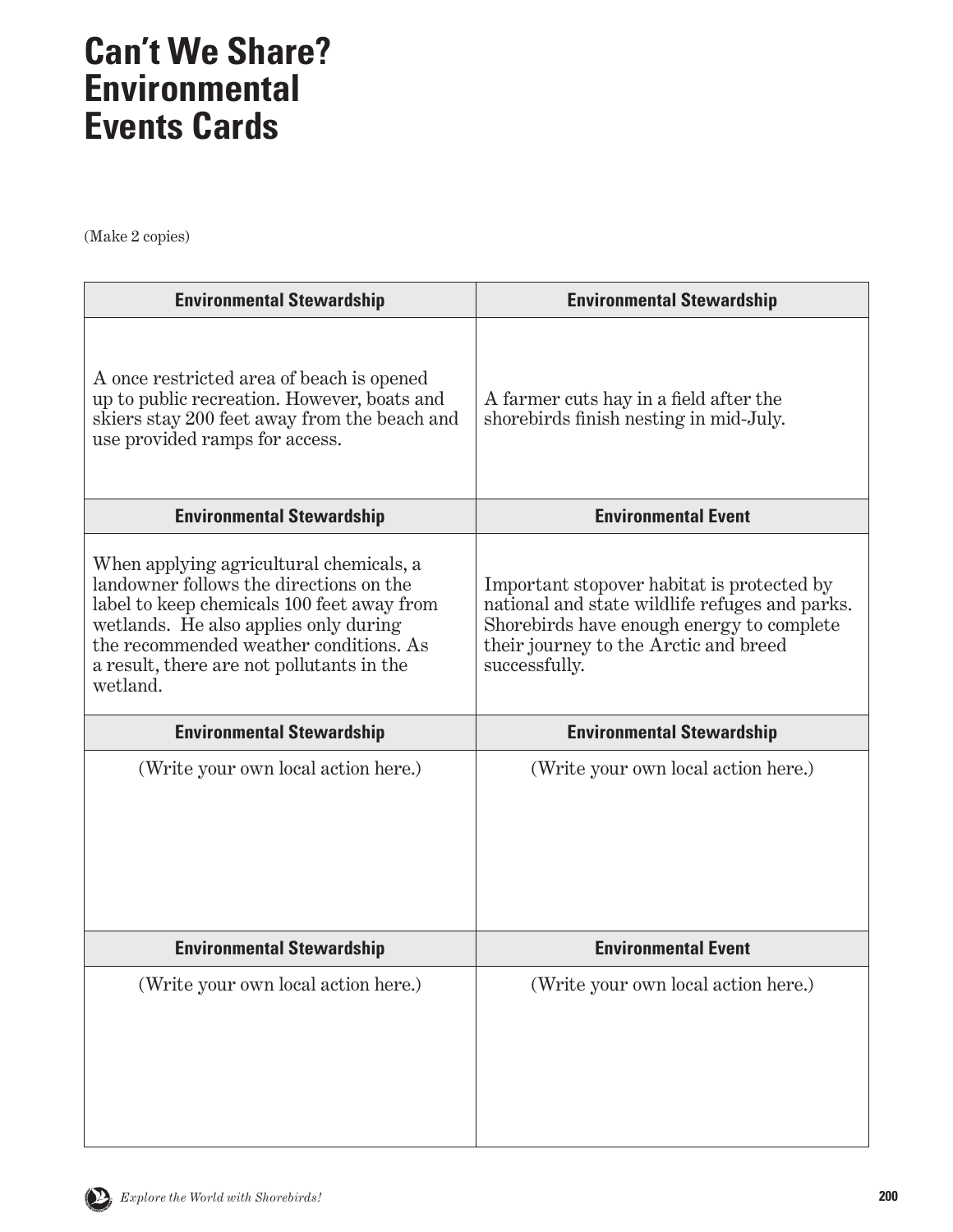# Can't We Share? Environmental Events Cards

(Make 2 copies)

| | |
|---|---|
| **Environmental Stewardship** | **Environmental Stewardship** |
| A once restricted area of beach is opened up to public recreation. However, boats and skiers stay 200 feet away from the beach and use provided ramps for access. | A farmer cuts hay in a field after the shorebirds finish nesting in mid-July. |
| **Environmental Stewardship** | **Environmental Event** |
| When applying agricultural chemicals, a landowner follows the directions on the label to keep chemicals 100 feet away from wetlands. He also applies only during the recommended weather conditions. As a result, there are not pollutants in the wetland. | Important stopover habitat is protected by national and state wildlife refuges and parks. Shorebirds have enough energy to complete their journey to the Arctic and breed successfully. |
| **Environmental Stewardship** | **Environmental Stewardship** |
| (Write your own local action here.) | (Write your own local action here.) |
| **Environmental Stewardship** | **Environmental Event** |
| (Write your own local action here.) | (Write your own local action here.) |